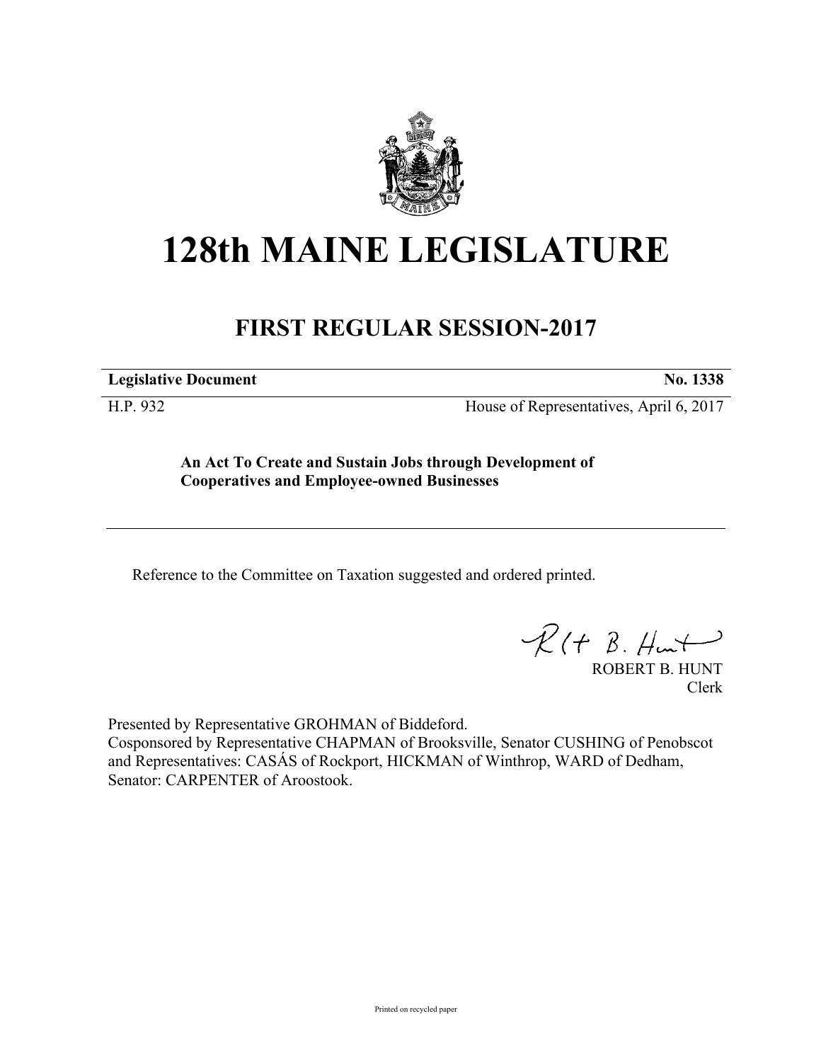# 128th MAINE LEGISLATURE

## FIRST REGULAR SESSION-2017

**Legislative Document** **No. 1338**

H.P. 932 House of Representatives, April 6, 2017

**An Act To Create and Sustain Jobs through Development of Cooperatives and Employee-owned Businesses**

Reference to the Committee on Taxation suggested and ordered printed.

ROBERT B. HUNT
Clerk

Presented by Representative GROHMAN of Biddeford.
Cosponsored by Representative CHAPMAN of Brooksville, Senator CUSHING of Penobscot and Representatives: CASÁS of Rockport, HICKMAN of Winthrop, WARD of Dedham, Senator: CARPENTER of Aroostook.

Printed on recycled paper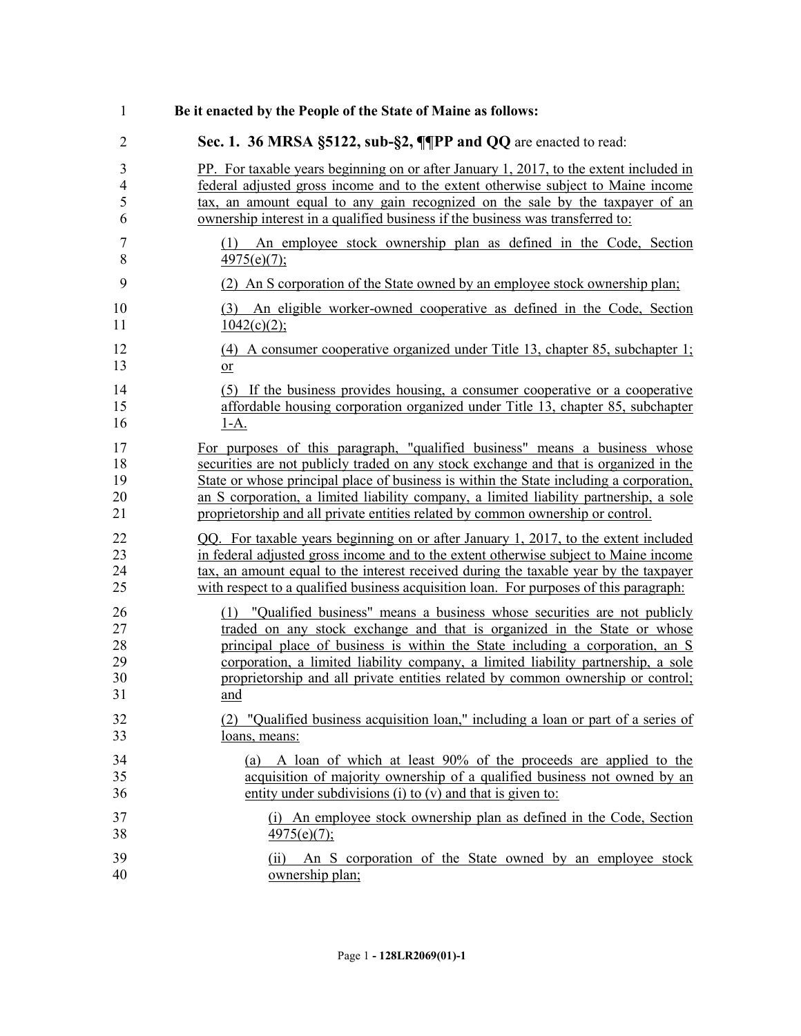**Be it enacted by the People of the State of Maine as follows:**

**Sec. 1. 36 MRSA §5122, sub-§2, ¶¶PP and QQ** are enacted to read:

PP. For taxable years beginning on or after January 1, 2017, to the extent included in federal adjusted gross income and to the extent otherwise subject to Maine income tax, an amount equal to any gain recognized on the sale by the taxpayer of an ownership interest in a qualified business if the business was transferred to:

(1) An employee stock ownership plan as defined in the Code, Section 4975(e)(7);

(2) An S corporation of the State owned by an employee stock ownership plan;

(3) An eligible worker-owned cooperative as defined in the Code, Section 1042(c)(2);

(4) A consumer cooperative organized under Title 13, chapter 85, subchapter 1; or

(5) If the business provides housing, a consumer cooperative or a cooperative affordable housing corporation organized under Title 13, chapter 85, subchapter 1-A.

For purposes of this paragraph, "qualified business" means a business whose securities are not publicly traded on any stock exchange and that is organized in the State or whose principal place of business is within the State including a corporation, an S corporation, a limited liability company, a limited liability partnership, a sole proprietorship and all private entities related by common ownership or control.

QQ. For taxable years beginning on or after January 1, 2017, to the extent included in federal adjusted gross income and to the extent otherwise subject to Maine income tax, an amount equal to the interest received during the taxable year by the taxpayer with respect to a qualified business acquisition loan. For purposes of this paragraph:

(1) "Qualified business" means a business whose securities are not publicly traded on any stock exchange and that is organized in the State or whose principal place of business is within the State including a corporation, an S corporation, a limited liability company, a limited liability partnership, a sole proprietorship and all private entities related by common ownership or control; and

(2) "Qualified business acquisition loan," including a loan or part of a series of loans, means:

(a) A loan of which at least 90% of the proceeds are applied to the acquisition of majority ownership of a qualified business not owned by an entity under subdivisions (i) to (v) and that is given to:

(i) An employee stock ownership plan as defined in the Code, Section 4975(e)(7);

(ii) An S corporation of the State owned by an employee stock ownership plan;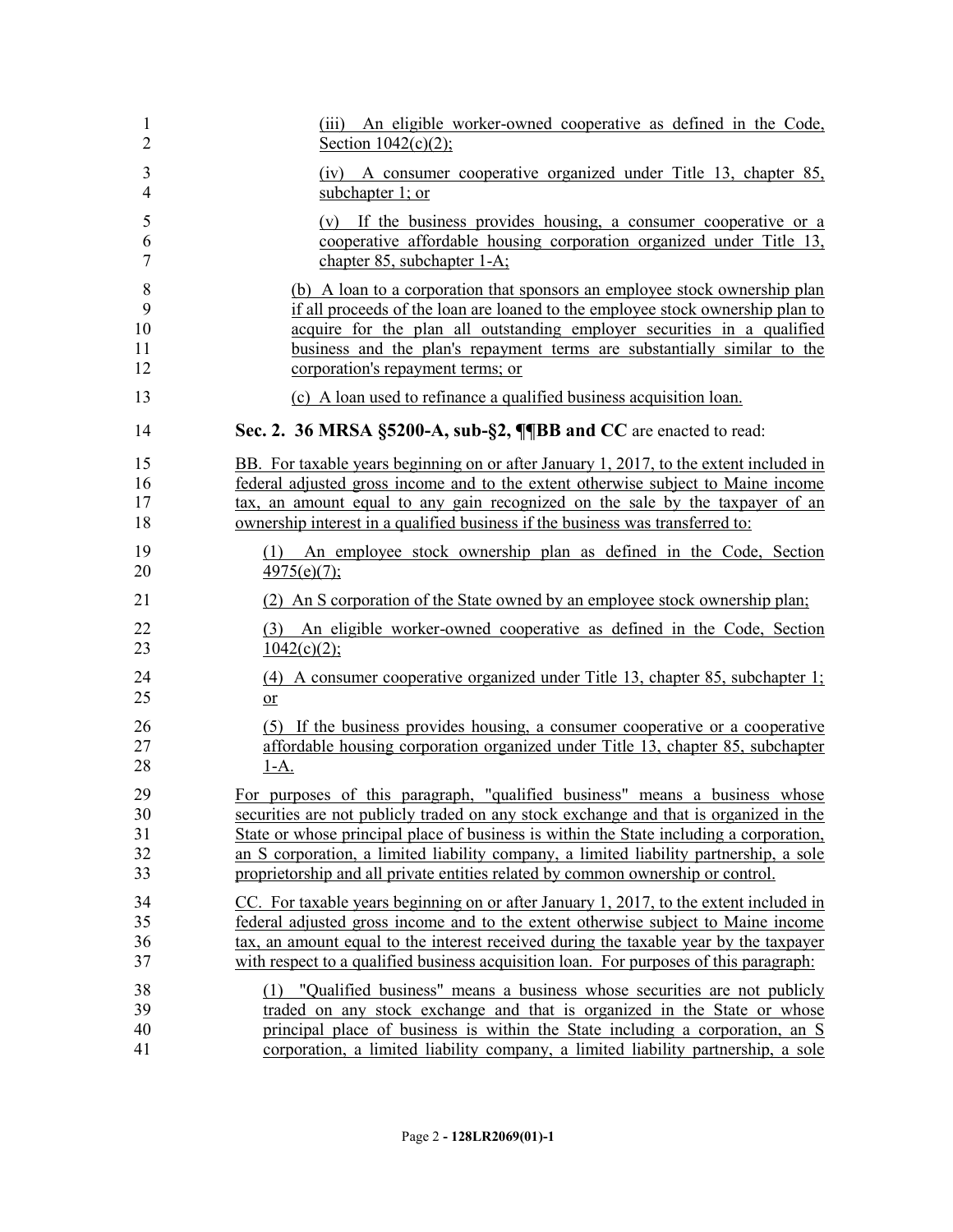(iii) An eligible worker-owned cooperative as defined in the Code, Section 1042(c)(2);

(iv) A consumer cooperative organized under Title 13, chapter 85, subchapter 1; or

(v) If the business provides housing, a consumer cooperative or a cooperative affordable housing corporation organized under Title 13, chapter 85, subchapter 1-A;

(b) A loan to a corporation that sponsors an employee stock ownership plan if all proceeds of the loan are loaned to the employee stock ownership plan to acquire for the plan all outstanding employer securities in a qualified business and the plan's repayment terms are substantially similar to the corporation's repayment terms; or

(c) A loan used to refinance a qualified business acquisition loan.

**Sec. 2. 36 MRSA §5200-A, sub-§2, ¶¶BB and CC** are enacted to read:

BB. For taxable years beginning on or after January 1, 2017, to the extent included in federal adjusted gross income and to the extent otherwise subject to Maine income tax, an amount equal to any gain recognized on the sale by the taxpayer of an ownership interest in a qualified business if the business was transferred to:

(1) An employee stock ownership plan as defined in the Code, Section 4975(e)(7);

(2) An S corporation of the State owned by an employee stock ownership plan;

(3) An eligible worker-owned cooperative as defined in the Code, Section 1042(c)(2);

(4) A consumer cooperative organized under Title 13, chapter 85, subchapter 1; or

(5) If the business provides housing, a consumer cooperative or a cooperative affordable housing corporation organized under Title 13, chapter 85, subchapter 1-A.

For purposes of this paragraph, "qualified business" means a business whose securities are not publicly traded on any stock exchange and that is organized in the State or whose principal place of business is within the State including a corporation, an S corporation, a limited liability company, a limited liability partnership, a sole proprietorship and all private entities related by common ownership or control.

CC. For taxable years beginning on or after January 1, 2017, to the extent included in federal adjusted gross income and to the extent otherwise subject to Maine income tax, an amount equal to the interest received during the taxable year by the taxpayer with respect to a qualified business acquisition loan. For purposes of this paragraph:

(1) "Qualified business" means a business whose securities are not publicly traded on any stock exchange and that is organized in the State or whose principal place of business is within the State including a corporation, an S corporation, a limited liability company, a limited liability partnership, a sole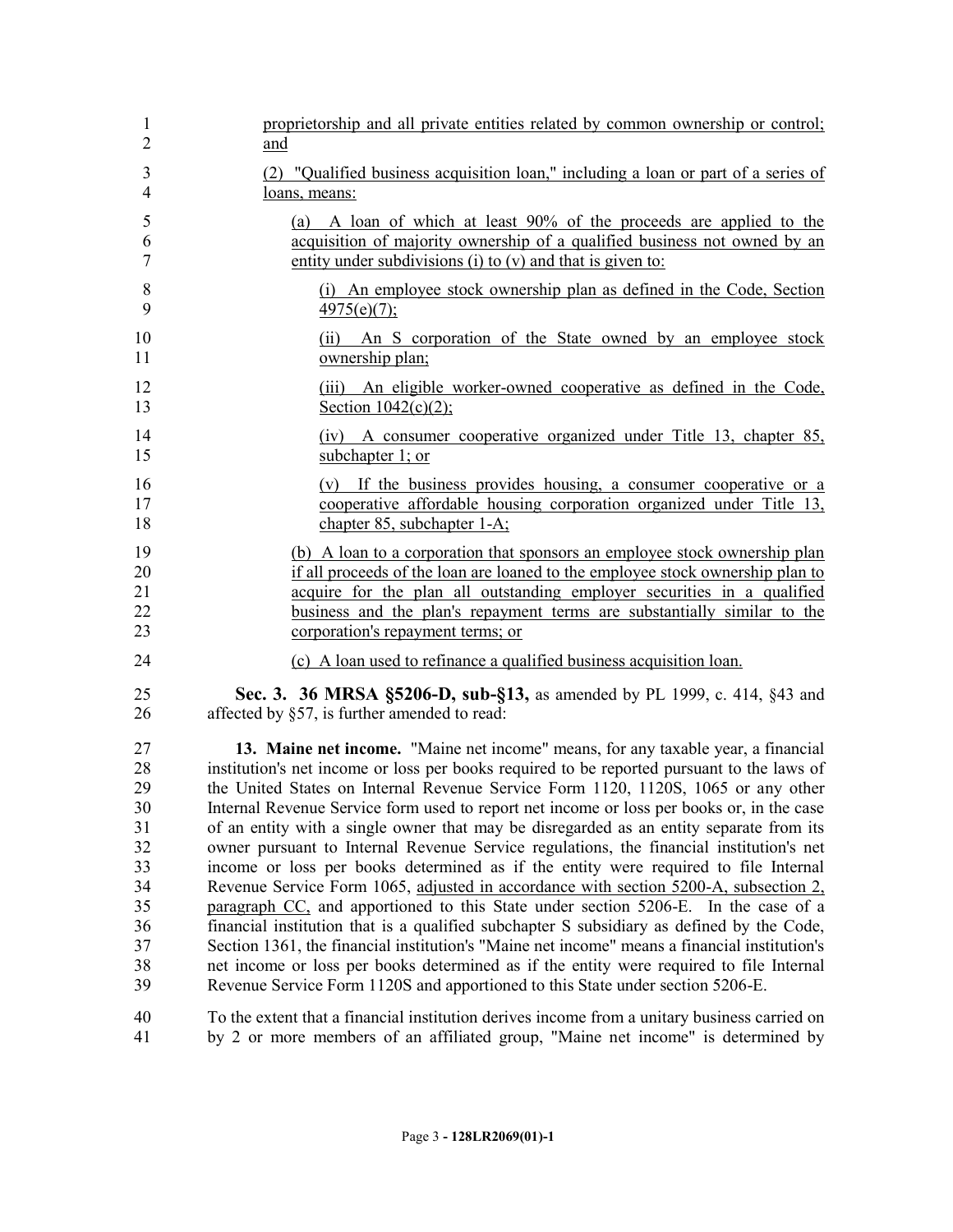proprietorship and all private entities related by common ownership or control; and

(2) "Qualified business acquisition loan," including a loan or part of a series of loans, means:

(a) A loan of which at least 90% of the proceeds are applied to the acquisition of majority ownership of a qualified business not owned by an entity under subdivisions (i) to (v) and that is given to:

(i) An employee stock ownership plan as defined in the Code, Section 4975(e)(7);

(ii) An S corporation of the State owned by an employee stock ownership plan;

(iii) An eligible worker-owned cooperative as defined in the Code, Section 1042(c)(2);

(iv) A consumer cooperative organized under Title 13, chapter 85, subchapter 1; or

(v) If the business provides housing, a consumer cooperative or a cooperative affordable housing corporation organized under Title 13, chapter 85, subchapter 1-A;

(b) A loan to a corporation that sponsors an employee stock ownership plan if all proceeds of the loan are loaned to the employee stock ownership plan to acquire for the plan all outstanding employer securities in a qualified business and the plan's repayment terms are substantially similar to the corporation's repayment terms; or

(c) A loan used to refinance a qualified business acquisition loan.

**Sec. 3. 36 MRSA §5206-D, sub-§13,** as amended by PL 1999, c. 414, §43 and affected by §57, is further amended to read:

**13. Maine net income.** "Maine net income" means, for any taxable year, a financial institution's net income or loss per books required to be reported pursuant to the laws of the United States on Internal Revenue Service Form 1120, 1120S, 1065 or any other Internal Revenue Service form used to report net income or loss per books or, in the case of an entity with a single owner that may be disregarded as an entity separate from its owner pursuant to Internal Revenue Service regulations, the financial institution's net income or loss per books determined as if the entity were required to file Internal Revenue Service Form 1065, adjusted in accordance with section 5200-A, subsection 2, paragraph CC, and apportioned to this State under section 5206-E. In the case of a financial institution that is a qualified subchapter S subsidiary as defined by the Code, Section 1361, the financial institution's "Maine net income" means a financial institution's net income or loss per books determined as if the entity were required to file Internal Revenue Service Form 1120S and apportioned to this State under section 5206-E.

To the extent that a financial institution derives income from a unitary business carried on by 2 or more members of an affiliated group, "Maine net income" is determined by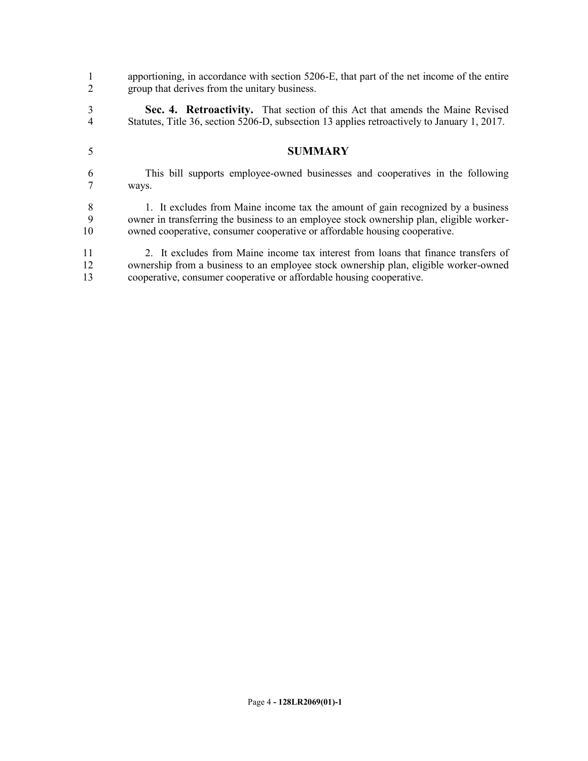apportioning, in accordance with section 5206-E, that part of the net income of the entire group that derives from the unitary business.

**Sec. 4. Retroactivity.** That section of this Act that amends the Maine Revised Statutes, Title 36, section 5206-D, subsection 13 applies retroactively to January 1, 2017.

## SUMMARY

This bill supports employee-owned businesses and cooperatives in the following ways.

1. It excludes from Maine income tax the amount of gain recognized by a business owner in transferring the business to an employee stock ownership plan, eligible worker-owned cooperative, consumer cooperative or affordable housing cooperative.

2. It excludes from Maine income tax interest from loans that finance transfers of ownership from a business to an employee stock ownership plan, eligible worker-owned cooperative, consumer cooperative or affordable housing cooperative.